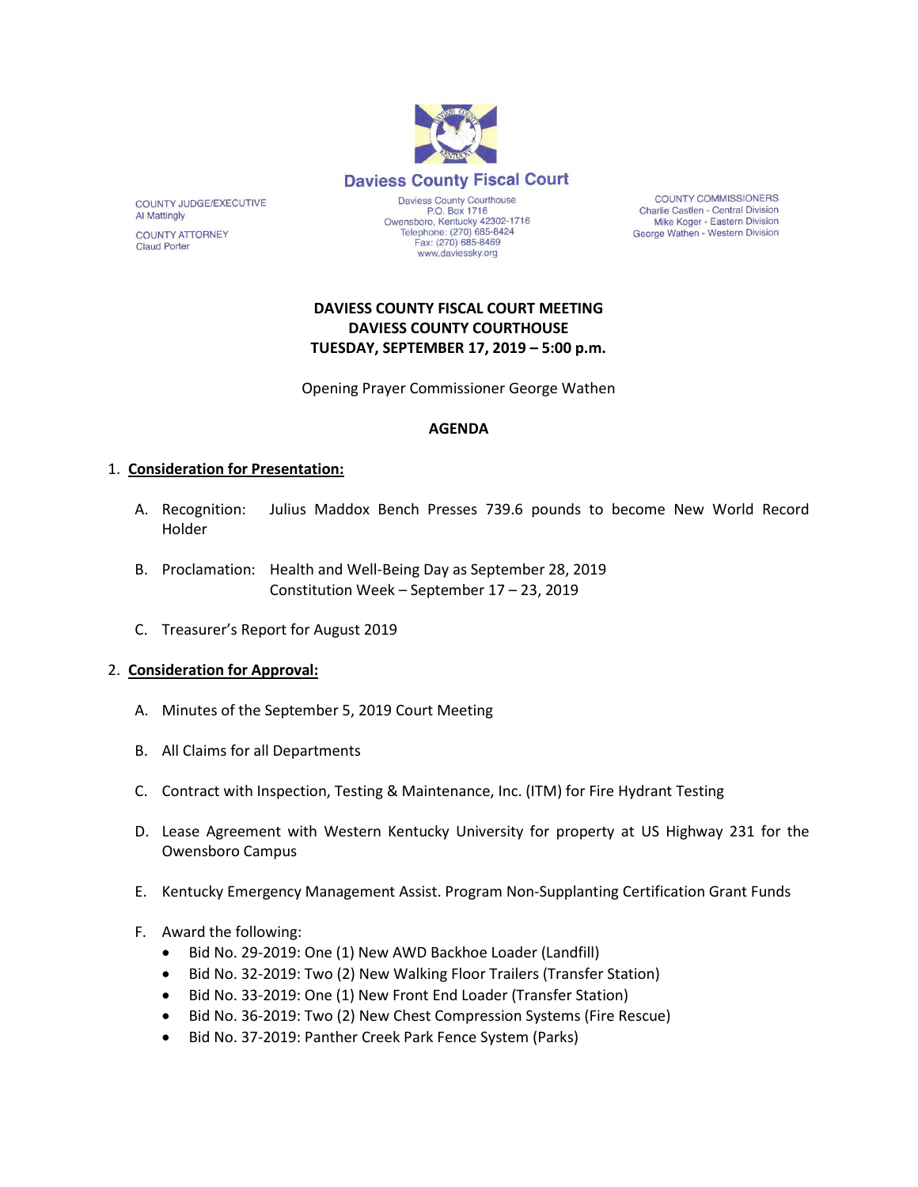# Daviess County Fiscal Court

COUNTY JUDGE/EXECUTIVE
Al Mattingly

COUNTY ATTORNEY
Claud Porter

Daviess County Courthouse
P.O. Box 1716
Owensboro, Kentucky 42302-1716
Telephone: (270) 685-8424
Fax: (270) 685-8469
www.daviessky.org

COUNTY COMMISSIONERS
Charlie Castlen - Central Division
Mike Koger - Eastern Division
George Wathen - Western Division

**DAVIESS COUNTY FISCAL COURT MEETING**
**DAVIESS COUNTY COURTHOUSE**
**TUESDAY, SEPTEMBER 17, 2019 – 5:00 p.m.**

Opening Prayer Commissioner George Wathen

**AGENDA**

1. **Consideration for Presentation:**

   A. Recognition: Julius Maddox Bench Presses 739.6 pounds to become New World Record Holder

   B. Proclamation: Health and Well-Being Day as September 28, 2019
      Constitution Week – September 17 – 23, 2019

   C. Treasurer's Report for August 2019

2. **Consideration for Approval:**

   A. Minutes of the September 5, 2019 Court Meeting

   B. All Claims for all Departments

   C. Contract with Inspection, Testing & Maintenance, Inc. (ITM) for Fire Hydrant Testing

   D. Lease Agreement with Western Kentucky University for property at US Highway 231 for the Owensboro Campus

   E. Kentucky Emergency Management Assist. Program Non-Supplanting Certification Grant Funds

   F. Award the following:
      - Bid No. 29-2019: One (1) New AWD Backhoe Loader (Landfill)
      - Bid No. 32-2019: Two (2) New Walking Floor Trailers (Transfer Station)
      - Bid No. 33-2019: One (1) New Front End Loader (Transfer Station)
      - Bid No. 36-2019: Two (2) New Chest Compression Systems (Fire Rescue)
      - Bid No. 37-2019: Panther Creek Park Fence System (Parks)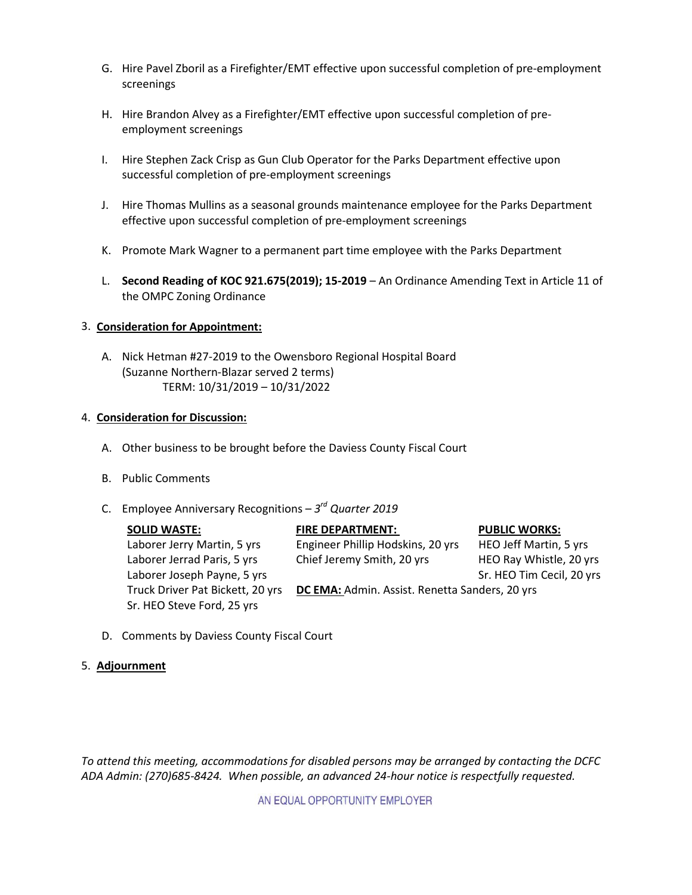G. Hire Pavel Zboril as a Firefighter/EMT effective upon successful completion of pre-employment screenings

H. Hire Brandon Alvey as a Firefighter/EMT effective upon successful completion of pre-employment screenings

I. Hire Stephen Zack Crisp as Gun Club Operator for the Parks Department effective upon successful completion of pre-employment screenings

J. Hire Thomas Mullins as a seasonal grounds maintenance employee for the Parks Department effective upon successful completion of pre-employment screenings

K. Promote Mark Wagner to a permanent part time employee with the Parks Department

L. **Second Reading of KOC 921.675(2019); 15-2019** – An Ordinance Amending Text in Article 11 of the OMPC Zoning Ordinance

3. **Consideration for Appointment:**

   A. Nick Hetman #27-2019 to the Owensboro Regional Hospital Board
   (Suzanne Northern-Blazar served 2 terms)
   TERM: 10/31/2019 – 10/31/2022

4. **Consideration for Discussion:**

   A. Other business to be brought before the Daviess County Fiscal Court

   B. Public Comments

   C. Employee Anniversary Recognitions – *3rd Quarter 2019*

| **SOLID WASTE:** | **FIRE DEPARTMENT:** | **PUBLIC WORKS:** |
|---|---|---|
| Laborer Jerry Martin, 5 yrs | Engineer Phillip Hodskins, 20 yrs | HEO Jeff Martin, 5 yrs |
| Laborer Jerrad Paris, 5 yrs | Chief Jeremy Smith, 20 yrs | HEO Ray Whistle, 20 yrs |
| Laborer Joseph Payne, 5 yrs | | Sr. HEO Tim Cecil, 20 yrs |
| Truck Driver Pat Bickett, 20 yrs | **DC EMA:** Admin. Assist. Renetta Sanders, 20 yrs | |
| Sr. HEO Steve Ford, 25 yrs | | |

   D. Comments by Daviess County Fiscal Court

5. **Adjournment**

*To attend this meeting, accommodations for disabled persons may be arranged by contacting the DCFC ADA Admin: (270)685-8424. When possible, an advanced 24-hour notice is respectfully requested.*

AN EQUAL OPPORTUNITY EMPLOYER